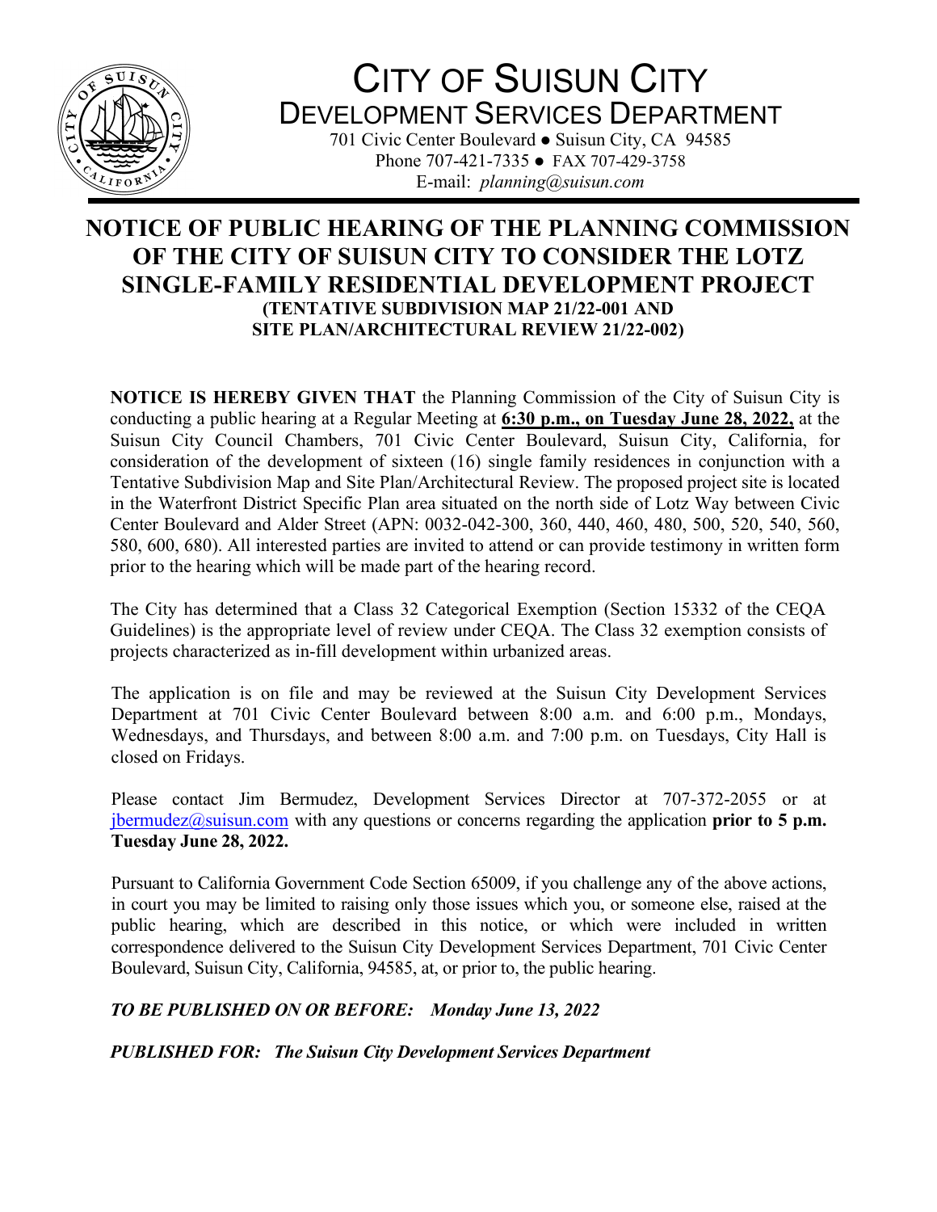# CITY OF SUISUN CITY
## DEVELOPMENT SERVICES DEPARTMENT

701 Civic Center Boulevard ● Suisun City, CA 94585
Phone 707-421-7335 ● FAX 707-429-3758
E-mail: *planning@suisun.com*

# NOTICE OF PUBLIC HEARING OF THE PLANNING COMMISSION OF THE CITY OF SUISUN CITY TO CONSIDER THE LOTZ SINGLE-FAMILY RESIDENTIAL DEVELOPMENT PROJECT

**(TENTATIVE SUBDIVISION MAP 21/22-001 AND SITE PLAN/ARCHITECTURAL REVIEW 21/22-002)**

**NOTICE IS HEREBY GIVEN THAT** the Planning Commission of the City of Suisun City is conducting a public hearing at a Regular Meeting at **6:30 p.m., on Tuesday June 28, 2022,** at the Suisun City Council Chambers, 701 Civic Center Boulevard, Suisun City, California, for consideration of the development of sixteen (16) single family residences in conjunction with a Tentative Subdivision Map and Site Plan/Architectural Review. The proposed project site is located in the Waterfront District Specific Plan area situated on the north side of Lotz Way between Civic Center Boulevard and Alder Street (APN: 0032-042-300, 360, 440, 460, 480, 500, 520, 540, 560, 580, 600, 680). All interested parties are invited to attend or can provide testimony in written form prior to the hearing which will be made part of the hearing record.

The City has determined that a Class 32 Categorical Exemption (Section 15332 of the CEQA Guidelines) is the appropriate level of review under CEQA. The Class 32 exemption consists of projects characterized as in-fill development within urbanized areas.

The application is on file and may be reviewed at the Suisun City Development Services Department at 701 Civic Center Boulevard between 8:00 a.m. and 6:00 p.m., Mondays, Wednesdays, and Thursdays, and between 8:00 a.m. and 7:00 p.m. on Tuesdays, City Hall is closed on Fridays.

Please contact Jim Bermudez, Development Services Director at 707-372-2055 or at jbermudez@suisun.com with any questions or concerns regarding the application **prior to 5 p.m. Tuesday June 28, 2022.**

Pursuant to California Government Code Section 65009, if you challenge any of the above actions, in court you may be limited to raising only those issues which you, or someone else, raised at the public hearing, which are described in this notice, or which were included in written correspondence delivered to the Suisun City Development Services Department, 701 Civic Center Boulevard, Suisun City, California, 94585, at, or prior to, the public hearing.

***TO BE PUBLISHED ON OR BEFORE: Monday June 13, 2022***

***PUBLISHED FOR: The Suisun City Development Services Department***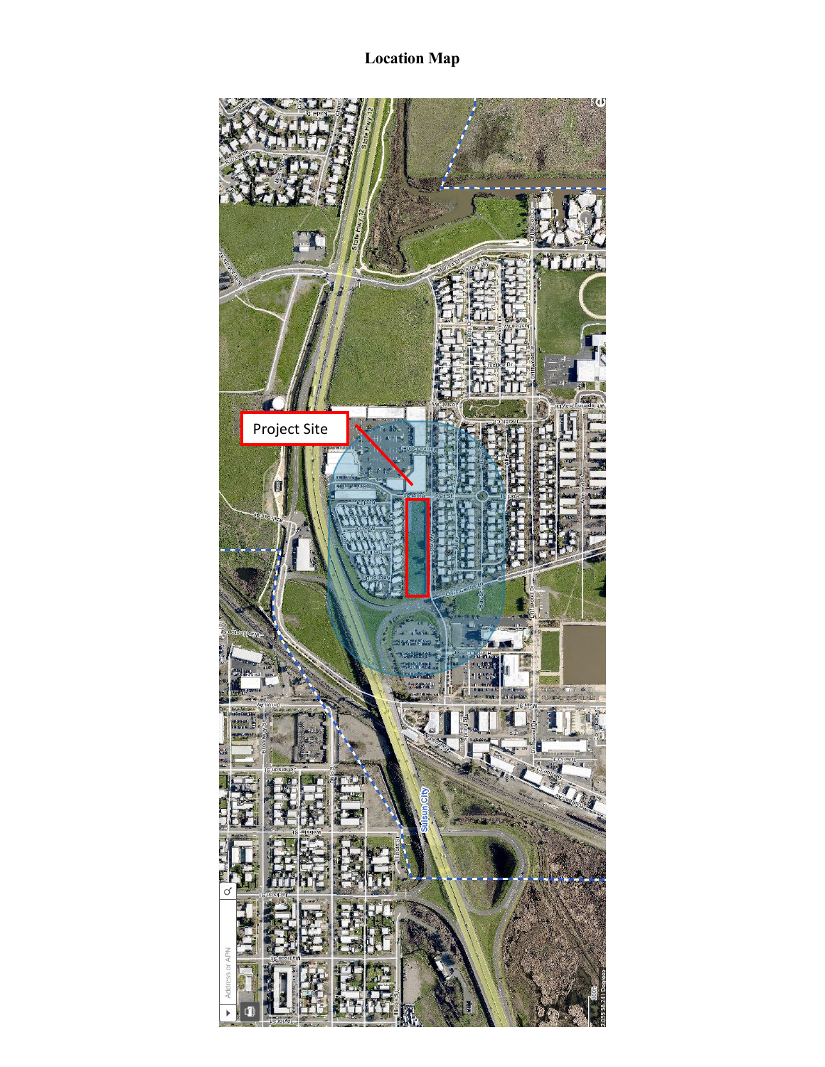# Location Map

Project Site